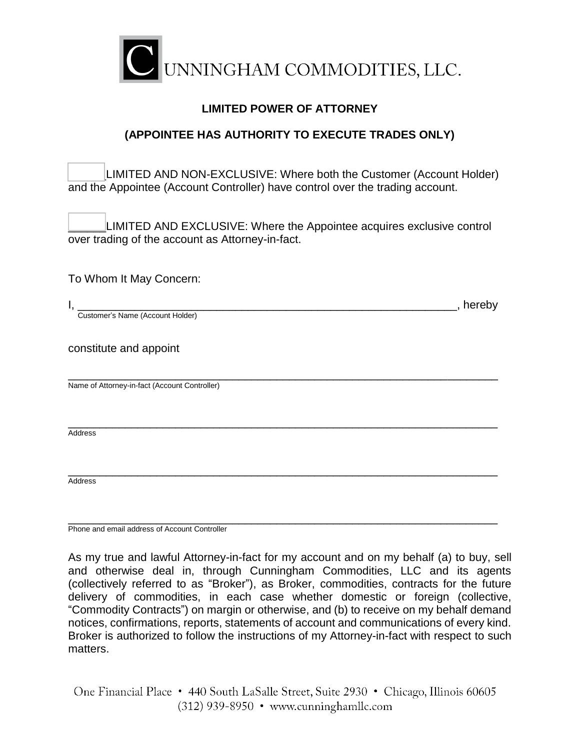CUNNINGHAM COMMODITIES, LLC.

## LIMITED POWER OF ATTORNEY

## (APPOINTEE HAS AUTHORITY TO EXECUTE TRADES ONLY)

☐ LIMITED AND NON-EXCLUSIVE: Where both the Customer (Account Holder) and the Appointee (Account Controller) have control over the trading account.

☐ LIMITED AND EXCLUSIVE: Where the Appointee acquires exclusive control over trading of the account as Attorney-in-fact.

To Whom It May Concern:

I, ________________________________________________________________, hereby
Customer's Name (Account Holder)

constitute and appoint

______________________________________________________________________
Name of Attorney-in-fact (Account Controller)

______________________________________________________________________
Address

______________________________________________________________________
Address

______________________________________________________________________
Phone and email address of Account Controller

As my true and lawful Attorney-in-fact for my account and on my behalf (a) to buy, sell and otherwise deal in, through Cunningham Commodities, LLC and its agents (collectively referred to as "Broker"), as Broker, commodities, contracts for the future delivery of commodities, in each case whether domestic or foreign (collective, "Commodity Contracts") on margin or otherwise, and (b) to receive on my behalf demand notices, confirmations, reports, statements of account and communications of every kind. Broker is authorized to follow the instructions of my Attorney-in-fact with respect to such matters.

One Financial Place • 440 South LaSalle Street, Suite 2930 • Chicago, Illinois 60605
(312) 939-8950 • www.cunninghamllc.com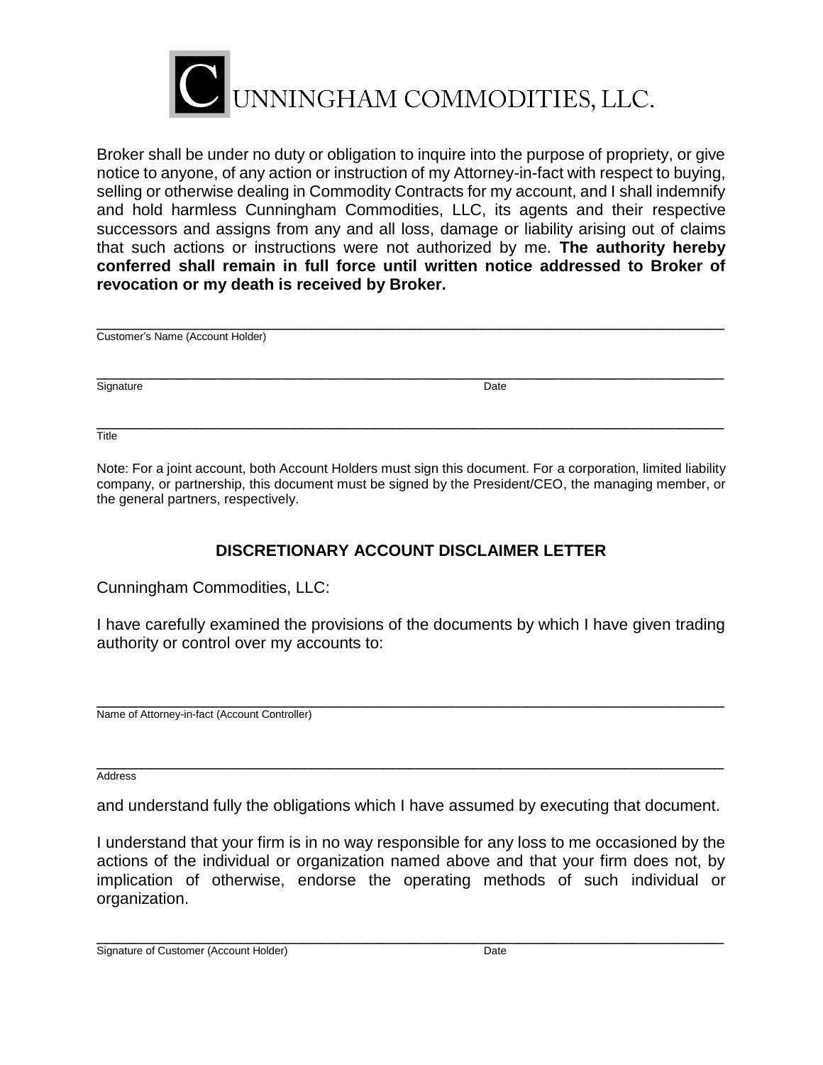# CUNNINGHAM COMMODITIES, LLC.

Broker shall be under no duty or obligation to inquire into the purpose of propriety, or give notice to anyone, of any action or instruction of my Attorney-in-fact with respect to buying, selling or otherwise dealing in Commodity Contracts for my account, and I shall indemnify and hold harmless Cunningham Commodities, LLC, its agents and their respective successors and assigns from any and all loss, damage or liability arising out of claims that such actions or instructions were not authorized by me. **The authority hereby conferred shall remain in full force until written notice addressed to Broker of revocation or my death is received by Broker.**

___________________________________________________________________________
Customer's Name (Account Holder)

___________________________________________________________________________
Signature Date

___________________________________________________________________________
Title

Note: For a joint account, both Account Holders must sign this document. For a corporation, limited liability company, or partnership, this document must be signed by the President/CEO, the managing member, or the general partners, respectively.

## DISCRETIONARY ACCOUNT DISCLAIMER LETTER

Cunningham Commodities, LLC:

I have carefully examined the provisions of the documents by which I have given trading authority or control over my accounts to:

___________________________________________________________________________
Name of Attorney-in-fact (Account Controller)

___________________________________________________________________________
Address

and understand fully the obligations which I have assumed by executing that document.

I understand that your firm is in no way responsible for any loss to me occasioned by the actions of the individual or organization named above and that your firm does not, by implication of otherwise, endorse the operating methods of such individual or organization.

___________________________________________________________________________
Signature of Customer (Account Holder) Date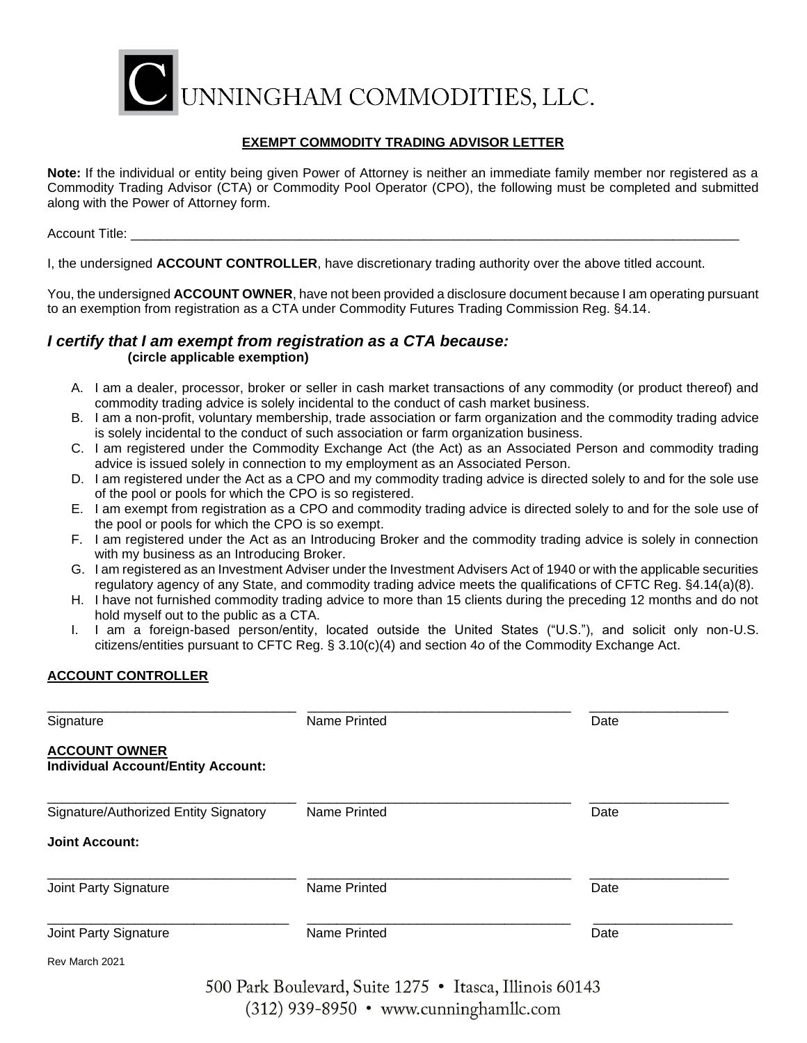# CUNNINGHAM COMMODITIES, LLC.

**EXEMPT COMMODITY TRADING ADVISOR LETTER**

**Note:** If the individual or entity being given Power of Attorney is neither an immediate family member nor registered as a Commodity Trading Advisor (CTA) or Commodity Pool Operator (CPO), the following must be completed and submitted along with the Power of Attorney form.

Account Title: ___________________________________________________________________________________

I, the undersigned **ACCOUNT CONTROLLER**, have discretionary trading authority over the above titled account.

You, the undersigned **ACCOUNT OWNER**, have not been provided a disclosure document because I am operating pursuant to an exemption from registration as a CTA under Commodity Futures Trading Commission Reg. §4.14.

### *I certify that I am exempt from registration as a CTA because:*

**(circle applicable exemption)**

A. I am a dealer, processor, broker or seller in cash market transactions of any commodity (or product thereof) and commodity trading advice is solely incidental to the conduct of cash market business.
B. I am a non-profit, voluntary membership, trade association or farm organization and the commodity trading advice is solely incidental to the conduct of such association or farm organization business.
C. I am registered under the Commodity Exchange Act (the Act) as an Associated Person and commodity trading advice is issued solely in connection to my employment as an Associated Person.
D. I am registered under the Act as a CPO and my commodity trading advice is directed solely to and for the sole use of the pool or pools for which the CPO is so registered.
E. I am exempt from registration as a CPO and commodity trading advice is directed solely to and for the sole use of the pool or pools for which the CPO is so exempt.
F. I am registered under the Act as an Introducing Broker and the commodity trading advice is solely in connection with my business as an Introducing Broker.
G. I am registered as an Investment Adviser under the Investment Advisers Act of 1940 or with the applicable securities regulatory agency of any State, and commodity trading advice meets the qualifications of CFTC Reg. §4.14(a)(8).
H. I have not furnished commodity trading advice to more than 15 clients during the preceding 12 months and do not hold myself out to the public as a CTA.
I. I am a foreign-based person/entity, located outside the United States ("U.S."), and solicit only non-U.S. citizens/entities pursuant to CFTC Reg. § 3.10(c)(4) and section 4*o* of the Commodity Exchange Act.

**ACCOUNT CONTROLLER**

| | | |
|---|---|---|
| ______________________ | ______________________ | ____________ |
| Signature | Name Printed | Date |

**ACCOUNT OWNER**
**Individual Account/Entity Account:**

| | | |
|---|---|---|
| ______________________ | ______________________ | ____________ |
| Signature/Authorized Entity Signatory | Name Printed | Date |

**Joint Account:**

| | | |
|---|---|---|
| ______________________ | ______________________ | ____________ |
| Joint Party Signature | Name Printed | Date |
| ______________________ | ______________________ | ____________ |
| Joint Party Signature | Name Printed | Date |

Rev March 2021

500 Park Boulevard, Suite 1275 • Itasca, Illinois 60143
(312) 939-8950 • www.cunninghamllc.com